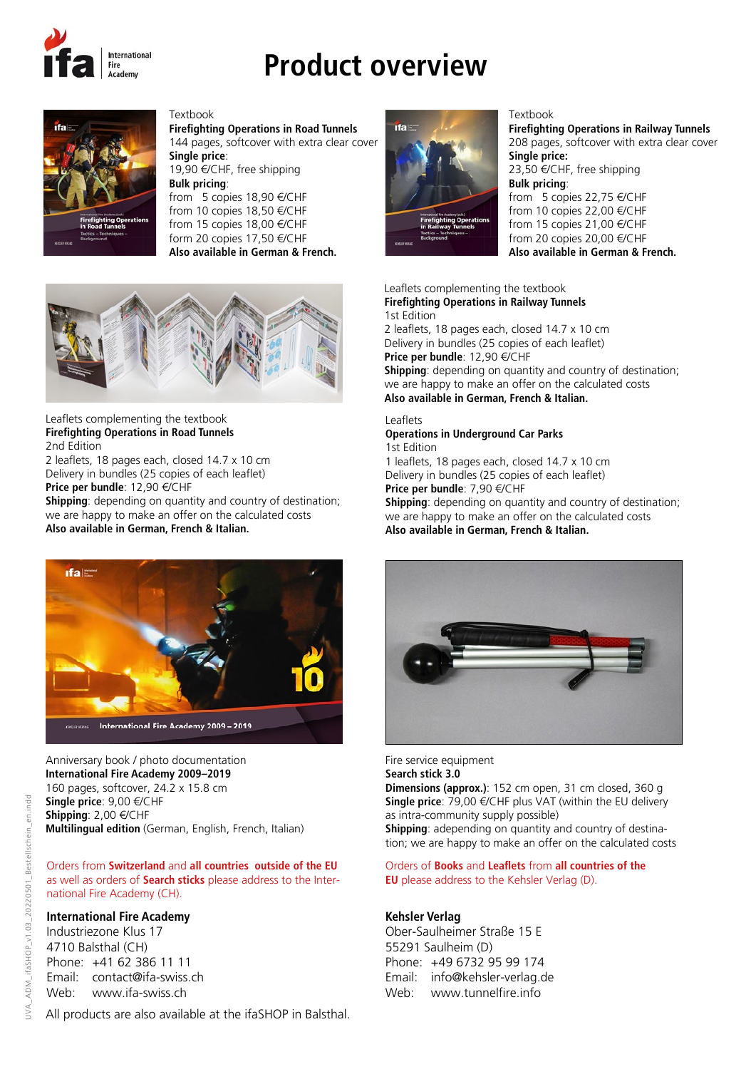# Product overview

Textbook
**Firefighting Operations in Road Tunnels**
144 pages, softcover with extra clear cover
**Single price**:
19,90 €/CHF, free shipping
**Bulk pricing**:
from 5 copies 18,90 €/CHF
from 10 copies 18,50 €/CHF
from 15 copies 18,00 €/CHF
form 20 copies 17,50 €/CHF
**Also available in German & French.**

Textbook
**Firefighting Operations in Railway Tunnels**
208 pages, softcover with extra clear cover
**Single price:**
23,50 €/CHF, free shipping
**Bulk pricing**:
from 5 copies 22,75 €/CHF
from 10 copies 22,00 €/CHF
from 15 copies 21,00 €/CHF
from 20 copies 20,00 €/CHF
**Also available in German & French.**

Leaflets complementing the textbook
**Firefighting Operations in Road Tunnels**
2nd Edition
2 leaflets, 18 pages each, closed 14.7 x 10 cm
Delivery in bundles (25 copies of each leaflet)
**Price per bundle**: 12,90 €/CHF
**Shipping**: depending on quantity and country of destination; we are happy to make an offer on the calculated costs
**Also available in German, French & Italian.**

Leaflets complementing the textbook
**Firefighting Operations in Railway Tunnels**
1st Edition
2 leaflets, 18 pages each, closed 14.7 x 10 cm
Delivery in bundles (25 copies of each leaflet)
**Price per bundle**: 12,90 €/CHF
**Shipping**: depending on quantity and country of destination; we are happy to make an offer on the calculated costs
**Also available in German, French & Italian.**

Leaflets
**Operations in Underground Car Parks**
1st Edition
1 leaflets, 18 pages each, closed 14.7 x 10 cm
Delivery in bundles (25 copies of each leaflet)
**Price per bundle**: 7,90 €/CHF
**Shipping**: depending on quantity and country of destination; we are happy to make an offer on the calculated costs
**Also available in German, French & Italian.**

Anniversary book / photo documentation
**International Fire Academy 2009–2019**
160 pages, softcover, 24.2 x 15.8 cm
**Single price**: 9,00 €/CHF
**Shipping**: 2,00 €/CHF
**Multilingual edition** (German, English, French, Italian)

Fire service equipment
**Search stick 3.0**
**Dimensions (approx.)**: 152 cm open, 31 cm closed, 360 g
**Single price**: 79,00 €/CHF plus VAT (within the EU delivery as intra-community supply possible)
**Shipping**: adepending on quantity and country of destination; we are happy to make an offer on the calculated costs

Orders from **Switzerland** and **all countries outside of the EU** as well as orders of **Search sticks** please address to the International Fire Academy (CH).

**International Fire Academy**
Industriezone Klus 17
4710 Balsthal (CH)
Phone: +41 62 386 11 11
Email: contact@ifa-swiss.ch
Web: www.ifa-swiss.ch

Orders of **Books** and **Leaflets** from **all countries of the EU** please address to the Kehsler Verlag (D).

**Kehsler Verlag**
Ober-Saulheimer Straße 15 E
55291 Saulheim (D)
Phone: +49 6732 95 99 174
Email: info@kehsler-verlag.de
Web: www.tunnelfire.info

All products are also available at the ifaSHOP in Balsthal.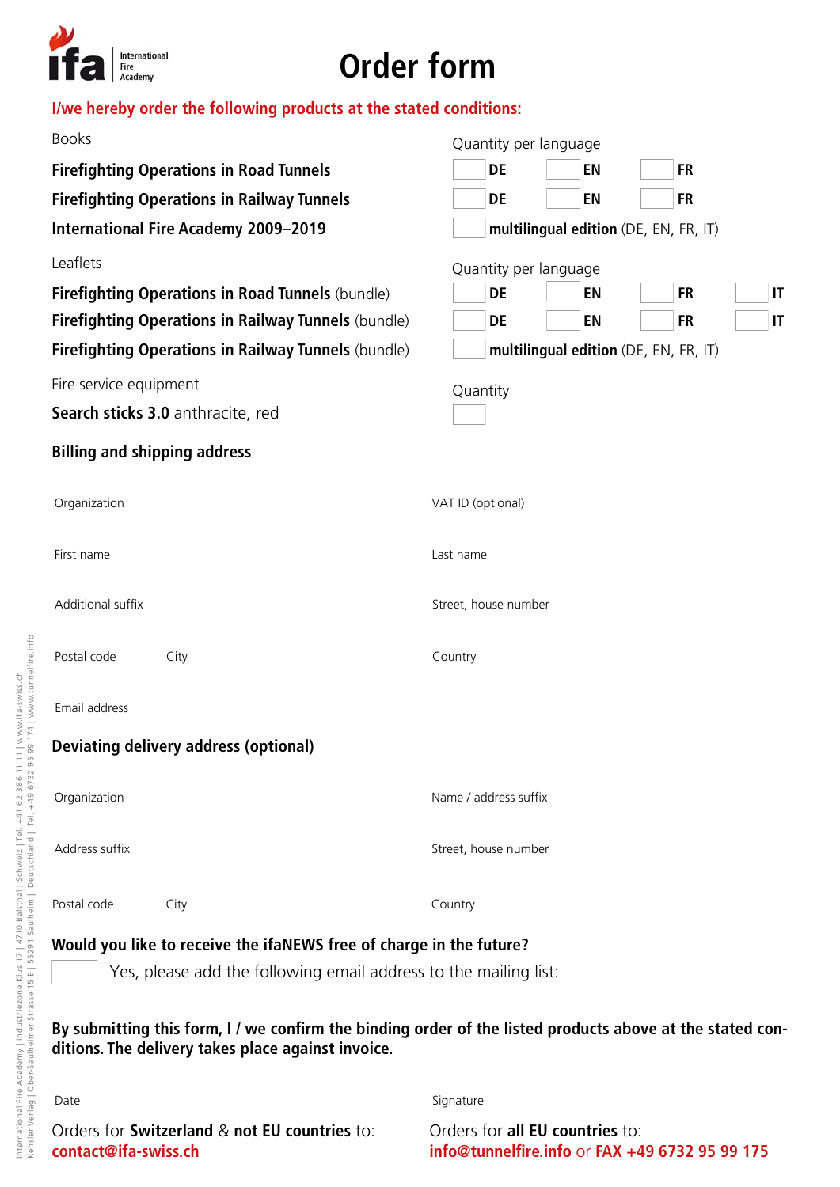ifa International Fire Academy

# Order form

**I/we hereby order the following products at the stated conditions:**

Books

| | Quantity per language | | | |
|---|---|---|---|---|
| **Firefighting Operations in Road Tunnels** | **DE** | **EN** | **FR** | |
| **Firefighting Operations in Railway Tunnels** | **DE** | **EN** | **FR** | |
| **International Fire Academy 2009–2019** | **multilingual edition** (DE, EN, FR, IT) | | | |

Leaflets

| | Quantity per language | | | |
|---|---|---|---|---|
| **Firefighting Operations in Road Tunnels** (bundle) | **DE** | **EN** | **FR** | **IT** |
| **Firefighting Operations in Railway Tunnels** (bundle) | **DE** | **EN** | **FR** | **IT** |
| **Firefighting Operations in Railway Tunnels** (bundle) | **multilingual edition** (DE, EN, FR, IT) | | | |

Fire service equipment

| | Quantity |
|---|---|
| **Search sticks 3.0** anthracite, red | |

**Billing and shipping address**

| | |
|---|---|
| Organization | VAT ID (optional) |
| First name | Last name |
| Additional suffix | Street, house number |
| Postal code City | Country |
| Email address | |

**Deviating delivery address (optional)**

| | |
|---|---|
| Organization | Name / address suffix |
| Address suffix | Street, house number |
| Postal code City | Country |

**Would you like to receive the ifaNEWS free of charge in the future?**

Yes, please add the following email address to the mailing list:

**By submitting this form, I / we confirm the binding order of the listed products above at the stated conditions. The delivery takes place against invoice.**

| | |
|---|---|
| Date | Signature |

Orders for **Switzerland** & **not EU countries** to: **contact@ifa-swiss.ch**

Orders for **all EU countries** to: **info@tunnelfire.info** or **FAX +49 6732 95 99 175**

International Fire Academy | Industriezone Klus 17 | 4710 Balsthal | Schweiz | Tel. +41 62 386 11 11 | www.ifa-swiss.ch
Kehsler Verlag | Ober-Saulheimer Strasse 15 E | 55291 Saulheim | Deutschland | Tel. +49 6732 95 99 174 | www.tunnelfire.info